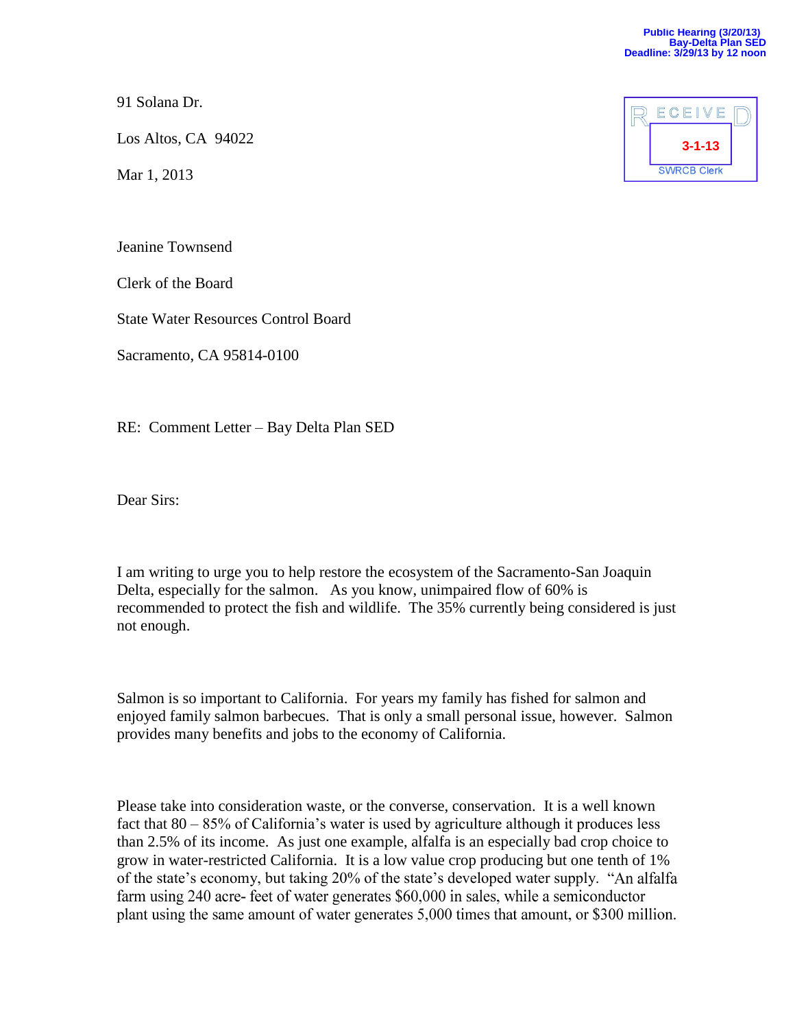Public Hearing (3/20/13)
Bay-Delta Plan SED
Deadline: 3/29/13 by 12 noon

RECEIVED
3-1-13
SWRCB Clerk

91 Solana Dr.

Los Altos, CA 94022

Mar 1, 2013

Jeanine Townsend

Clerk of the Board

State Water Resources Control Board

Sacramento, CA 95814-0100

RE: Comment Letter – Bay Delta Plan SED

Dear Sirs:

I am writing to urge you to help restore the ecosystem of the Sacramento-San Joaquin Delta, especially for the salmon. As you know, unimpaired flow of 60% is recommended to protect the fish and wildlife. The 35% currently being considered is just not enough.

Salmon is so important to California. For years my family has fished for salmon and enjoyed family salmon barbecues. That is only a small personal issue, however. Salmon provides many benefits and jobs to the economy of California.

Please take into consideration waste, or the converse, conservation. It is a well known fact that 80 – 85% of California's water is used by agriculture although it produces less than 2.5% of its income. As just one example, alfalfa is an especially bad crop choice to grow in water-restricted California. It is a low value crop producing but one tenth of 1% of the state's economy, but taking 20% of the state's developed water supply. "An alfalfa farm using 240 acre- feet of water generates $60,000 in sales, while a semiconductor plant using the same amount of water generates 5,000 times that amount, or $300 million.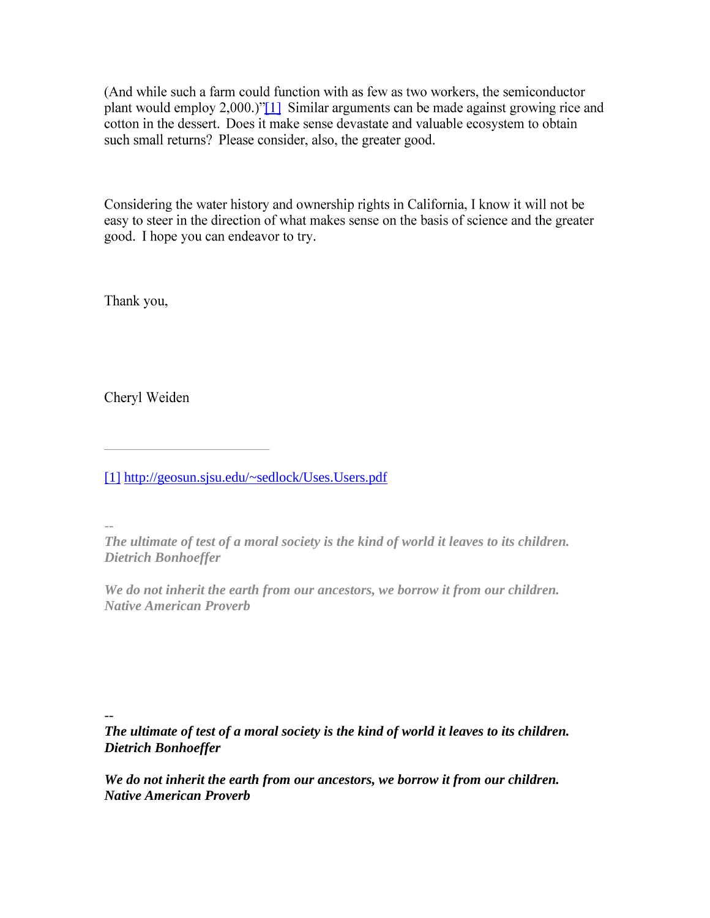(And while such a farm could function with as few as two workers, the semiconductor plant would employ 2,000.)"[1] Similar arguments can be made against growing rice and cotton in the dessert. Does it make sense devastate and valuable ecosystem to obtain such small returns? Please consider, also, the greater good.

Considering the water history and ownership rights in California, I know it will not be easy to steer in the direction of what makes sense on the basis of science and the greater good. I hope you can endeavor to try.

Thank you,

Cheryl Weiden

---

[1] http://geosun.sjsu.edu/~sedlock/Uses.Users.pdf

--

***The ultimate of test of a moral society is the kind of world it leaves to its children.***
***Dietrich Bonhoeffer***

***We do not inherit the earth from our ancestors, we borrow it from our children.***
***Native American Proverb***

--

***The ultimate of test of a moral society is the kind of world it leaves to its children.***
***Dietrich Bonhoeffer***

***We do not inherit the earth from our ancestors, we borrow it from our children.***
***Native American Proverb***